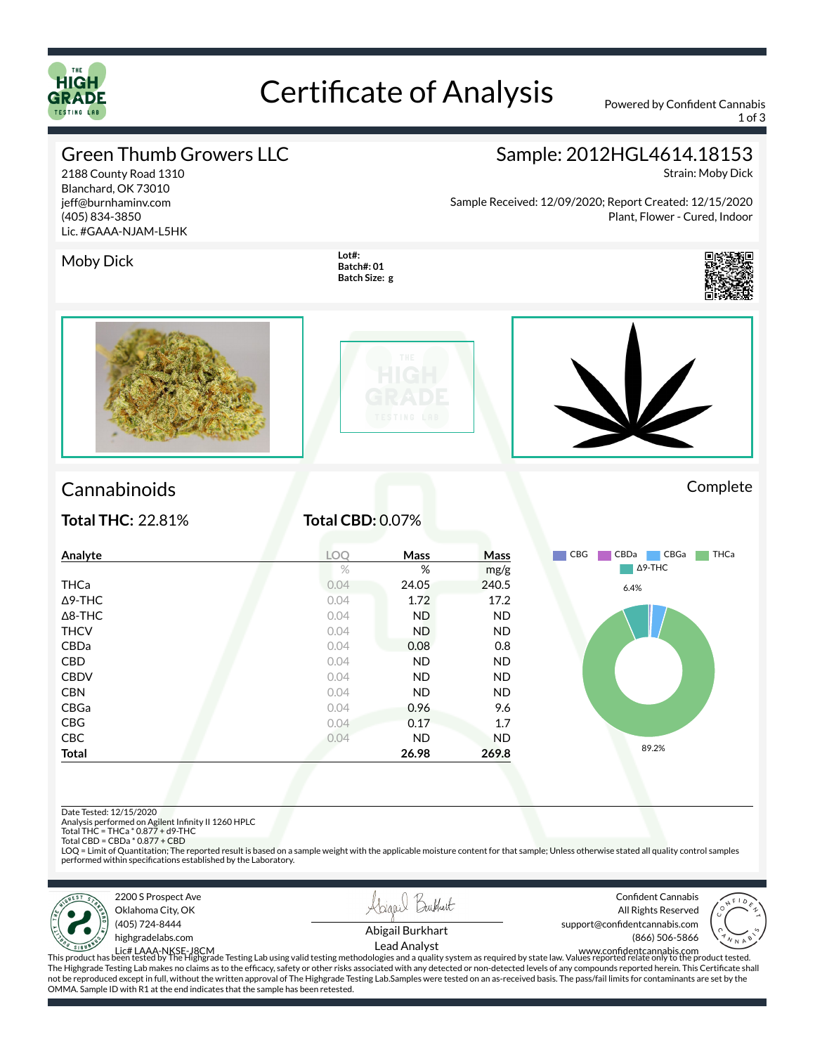# Certificate of Analysis

Powered by Confident Cannabis

## Green Thumb Growers LLC

2188 County Road 1310
Blanchard, OK 73010
jeff@burnhaminv.com
(405) 834-3850
Lic. #GAAA-NJAM-L5HK

## Sample: 2012HGL4614.18153

Strain: Moby Dick

Sample Received: 12/09/2020; Report Created: 12/15/2020
Plant, Flower - Cured, Indoor

Moby Dick

**Lot#:**
**Batch#: 01**
**Batch Size: g**

## Cannabinoids

Complete

**Total THC:** 22.81%

**Total CBD:** 0.07%

| Analyte | LOQ | Mass | Mass |
|---|---|---|---|
| | % | % | mg/g |
| THCa | 0.04 | 24.05 | 240.5 |
| Δ9-THC | 0.04 | 1.72 | 17.2 |
| Δ8-THC | 0.04 | ND | ND |
| THCV | 0.04 | ND | ND |
| CBDa | 0.04 | 0.08 | 0.8 |
| CBD | 0.04 | ND | ND |
| CBDV | 0.04 | ND | ND |
| CBN | 0.04 | ND | ND |
| CBGa | 0.04 | 0.96 | 9.6 |
| CBG | 0.04 | 0.17 | 1.7 |
| CBC | 0.04 | ND | ND |
| **Total** | | **26.98** | **269.8** |

CBG, CBDa, CBGa, THCa, Δ9-THC

6.4%

89.2%

Date Tested: 12/15/2020
Analysis performed on Agilent Infinity II 1260 HPLC
Total THC = THCa * 0.877 + d9-THC
Total CBD = CBDa * 0.877 + CBD
LOQ = Limit of Quantitation; The reported result is based on a sample weight with the applicable moisture content for that sample; Unless otherwise stated all quality control samples performed within specifications established by the Laboratory.

2200 S Prospect Ave
Oklahoma City, OK
(405) 724-8444
highgradelabs.com
Lic# LAAA-NKSE-J8CM

Abigail Burkhart
Lead Analyst

Confident Cannabis
All Rights Reserved
support@confidentcannabis.com
(866) 506-5866
www.confidentcannabis.com

This product has been tested by The Highgrade Testing Lab using valid testing methodologies and a quality system as required by state law. Values reported relate only to the product tested. The Highgrade Testing Lab makes no claims as to the efficacy, safety or other risks associated with any detected or non-detected levels of any compounds reported herein. This Certificate shall not be reproduced except in full, without the written approval of The Highgrade Testing Lab.Samples were tested on an as-received basis. The pass/fail limits for contaminants are set by the OMMA. Sample ID with R1 at the end indicates that the sample has been retested.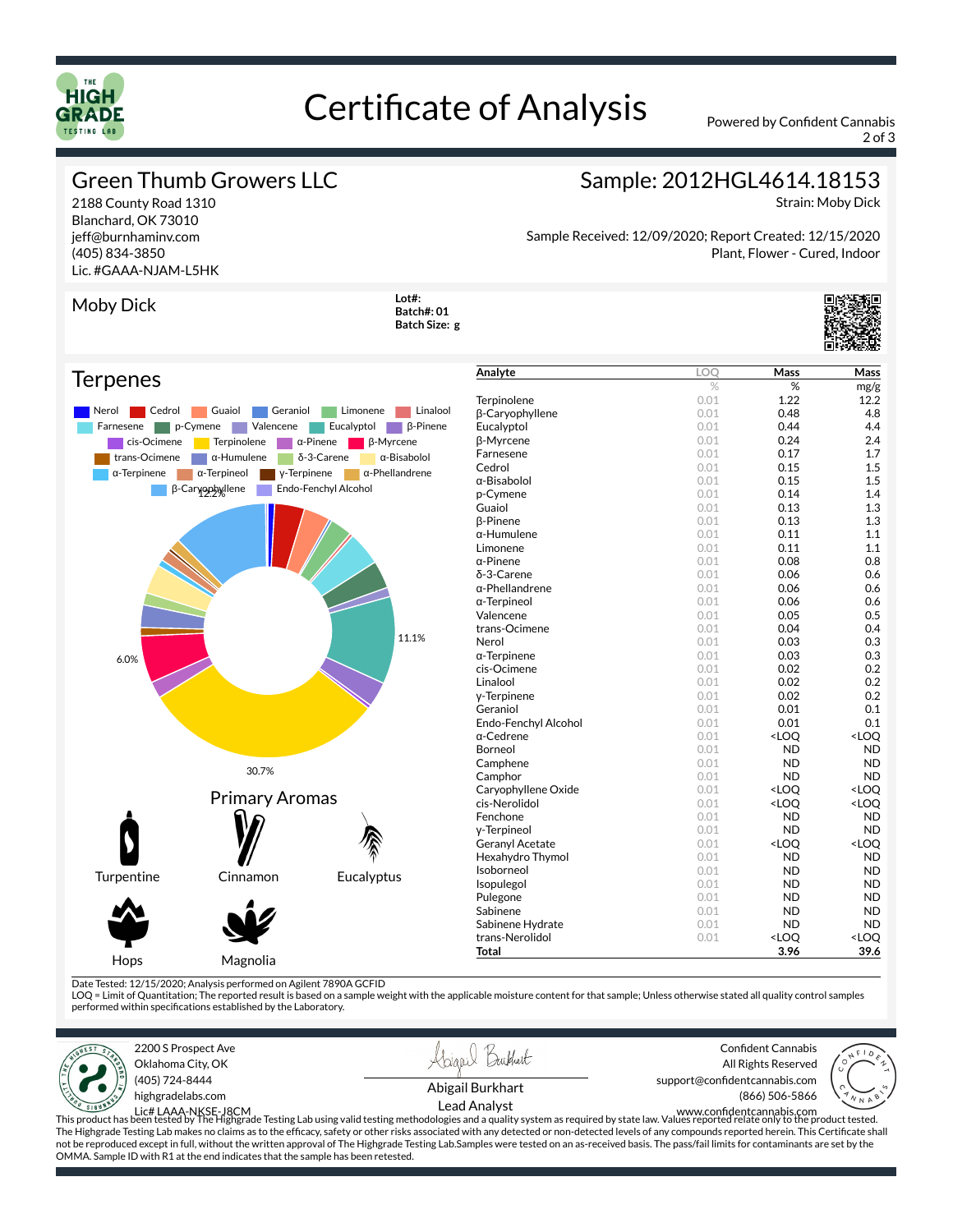# Certificate of Analysis

Powered by Confident Cannabis

## Green Thumb Growers LLC

2188 County Road 1310
Blanchard, OK 73010
jeff@burnhaminv.com
(405) 834-3850
Lic. #GAAA-NJAM-L5HK

## Sample: 2012HGL4614.18153

Strain: Moby Dick

Sample Received: 12/09/2020; Report Created: 12/15/2020
Plant, Flower - Cured, Indoor

## Moby Dick

**Lot#:**
**Batch#: 01**
**Batch Size: g**

## Terpenes

Nerol, Cedrol, Guaiol, Geraniol, Limonene, Linalool, Farnesene, p-Cymene, Valencene, Eucalyptol, β-Pinene, cis-Ocimene, Terpinolene, α-Pinene, β-Myrcene, trans-Ocimene, α-Humulene, δ-3-Carene, α-Bisabolol, α-Terpinene, α-Terpineol, γ-Terpinene, α-Phellandrene, β-Caryophyllene, Endo-Fenchyl Alcohol

12.2%, 11.1%, 6.0%, 30.7%

### Primary Aromas

Turpentine, Cinnamon, Eucalyptus, Hops, Magnolia

| Analyte | LOQ | Mass | Mass |
|---|---|---|---|
| | % | % | mg/g |
| Terpinolene | 0.01 | 1.22 | 12.2 |
| β-Caryophyllene | 0.01 | 0.48 | 4.8 |
| Eucalyptol | 0.01 | 0.44 | 4.4 |
| β-Myrcene | 0.01 | 0.24 | 2.4 |
| Farnesene | 0.01 | 0.17 | 1.7 |
| Cedrol | 0.01 | 0.15 | 1.5 |
| α-Bisabolol | 0.01 | 0.15 | 1.5 |
| p-Cymene | 0.01 | 0.14 | 1.4 |
| Guaiol | 0.01 | 0.13 | 1.3 |
| β-Pinene | 0.01 | 0.13 | 1.3 |
| α-Humulene | 0.01 | 0.11 | 1.1 |
| Limonene | 0.01 | 0.11 | 1.1 |
| α-Pinene | 0.01 | 0.08 | 0.8 |
| δ-3-Carene | 0.01 | 0.06 | 0.6 |
| α-Phellandrene | 0.01 | 0.06 | 0.6 |
| α-Terpineol | 0.01 | 0.06 | 0.6 |
| Valencene | 0.01 | 0.05 | 0.5 |
| trans-Ocimene | 0.01 | 0.04 | 0.4 |
| Nerol | 0.01 | 0.03 | 0.3 |
| α-Terpinene | 0.01 | 0.03 | 0.3 |
| cis-Ocimene | 0.01 | 0.02 | 0.2 |
| Linalool | 0.01 | 0.02 | 0.2 |
| γ-Terpinene | 0.01 | 0.02 | 0.2 |
| Geraniol | 0.01 | 0.01 | 0.1 |
| Endo-Fenchyl Alcohol | 0.01 | 0.01 | 0.1 |
| α-Cedrene | 0.01 | <LOQ | <LOQ |
| Borneol | 0.01 | ND | ND |
| Camphene | 0.01 | ND | ND |
| Camphor | 0.01 | ND | ND |
| Caryophyllene Oxide | 0.01 | <LOQ | <LOQ |
| cis-Nerolidol | 0.01 | <LOQ | <LOQ |
| Fenchone | 0.01 | ND | ND |
| γ-Terpineol | 0.01 | ND | ND |
| Geranyl Acetate | 0.01 | <LOQ | <LOQ |
| Hexahydro Thymol | 0.01 | ND | ND |
| Isoborneol | 0.01 | ND | ND |
| Isopulegol | 0.01 | ND | ND |
| Pulegone | 0.01 | ND | ND |
| Sabinene | 0.01 | ND | ND |
| Sabinene Hydrate | 0.01 | ND | ND |
| trans-Nerolidol | 0.01 | <LOQ | <LOQ |
| **Total** | | **3.96** | **39.6** |

Date Tested: 12/15/2020; Analysis performed on Agilent 7890A GCFID
LOQ = Limit of Quantitation; The reported result is based on a sample weight with the applicable moisture content for that sample; Unless otherwise stated all quality control samples performed within specifications established by the Laboratory.

2200 S Prospect Ave
Oklahoma City, OK
(405) 724-8444
highgradelabs.com
Lic# LAAA-NKSE-J8CM

Abigail Burkhart
Lead Analyst

Confident Cannabis
All Rights Reserved
support@confidentcannabis.com
(866) 506-5866
www.confidentcannabis.com

This product has been tested by The Highgrade Testing Lab using valid testing methodologies and a quality system as required by state law. Values reported relate only to the product tested. The Highgrade Testing Lab makes no claims as to the efficacy, safety or other risks associated with any detected or non-detected levels of any compounds reported herein. This Certificate shall not be reproduced except in full, without the written approval of The Highgrade Testing Lab.Samples were tested on an as-received basis. The pass/fail limits for contaminants are set by the OMMA. Sample ID with R1 at the end indicates that the sample has been retested.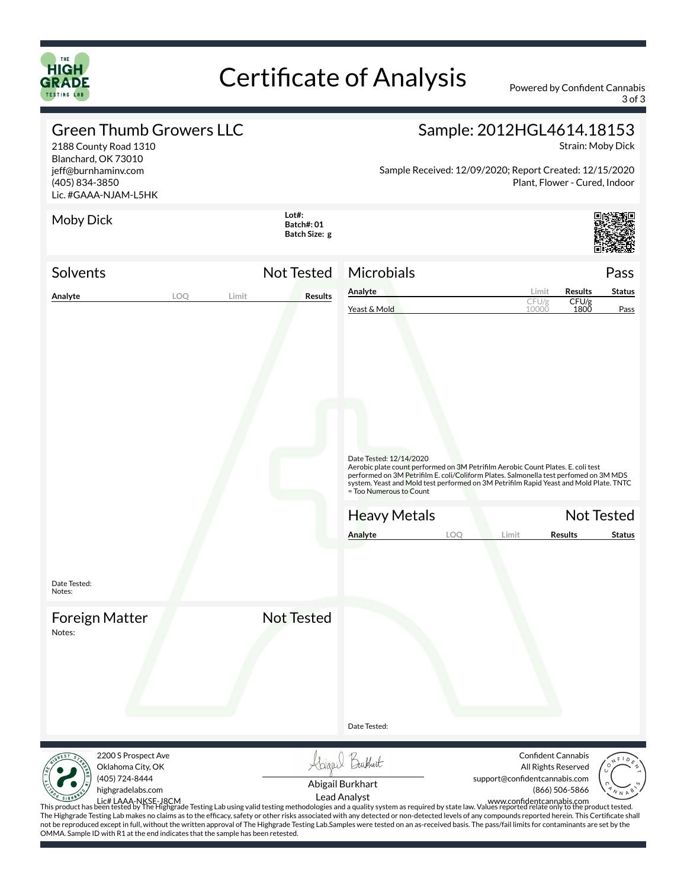# Certificate of Analysis

Powered by Confident Cannabis

## Green Thumb Growers LLC

2188 County Road 1310
Blanchard, OK 73010
jeff@burnhaminv.com
(405) 834-3850
Lic. #GAAA-NJAM-L5HK

## Sample: 2012HGL4614.18153

Strain: Moby Dick

Sample Received: 12/09/2020; Report Created: 12/15/2020
Plant, Flower - Cured, Indoor

**Moby Dick**

**Lot#:**
**Batch#: 01**
**Batch Size: g**

## Solvents — Not Tested

| Analyte | LOQ | Limit | Results |
|---|---|---|---|

Date Tested:
Notes:

## Microbials — Pass

| Analyte | Limit CFU/g | Results CFU/g | Status |
|---|---|---|---|
| Yeast & Mold | 10000 | 1800 | Pass |

Date Tested: 12/14/2020
Aerobic plate count performed on 3M Petrifilm Aerobic Count Plates. E. coli test performed on 3M Petrifilm E. coli/Coliform Plates. Salmonella test perfomed on 3M MDS system. Yeast and Mold test performed on 3M Petrifilm Rapid Yeast and Mold Plate. TNTC = Too Numerous to Count

## Heavy Metals — Not Tested

| Analyte | LOQ | Limit | Results | Status |
|---|---|---|---|---|

Date Tested:

## Foreign Matter — Not Tested

Notes:

2200 S Prospect Ave
Oklahoma City, OK
(405) 724-8444
highgradelabs.com
Lic# LAAA-NKSE-J8CM

Abigail Burkhart
Lead Analyst

Confident Cannabis
All Rights Reserved
support@confidentcannabis.com
(866) 506-5866
www.confidentcannabis.com

This product has been tested by The Highgrade Testing Lab using valid testing methodologies and a quality system as required by state law. Values reported relate only to the product tested. The Highgrade Testing Lab makes no claims as to the efficacy, safety or other risks associated with any detected or non-detected levels of any compounds reported herein. This Certificate shall not be reproduced except in full, without the written approval of The Highgrade Testing Lab.Samples were tested on an as-received basis. The pass/fail limits for contaminants are set by the OMMA. Sample ID with R1 at the end indicates that the sample has been retested.